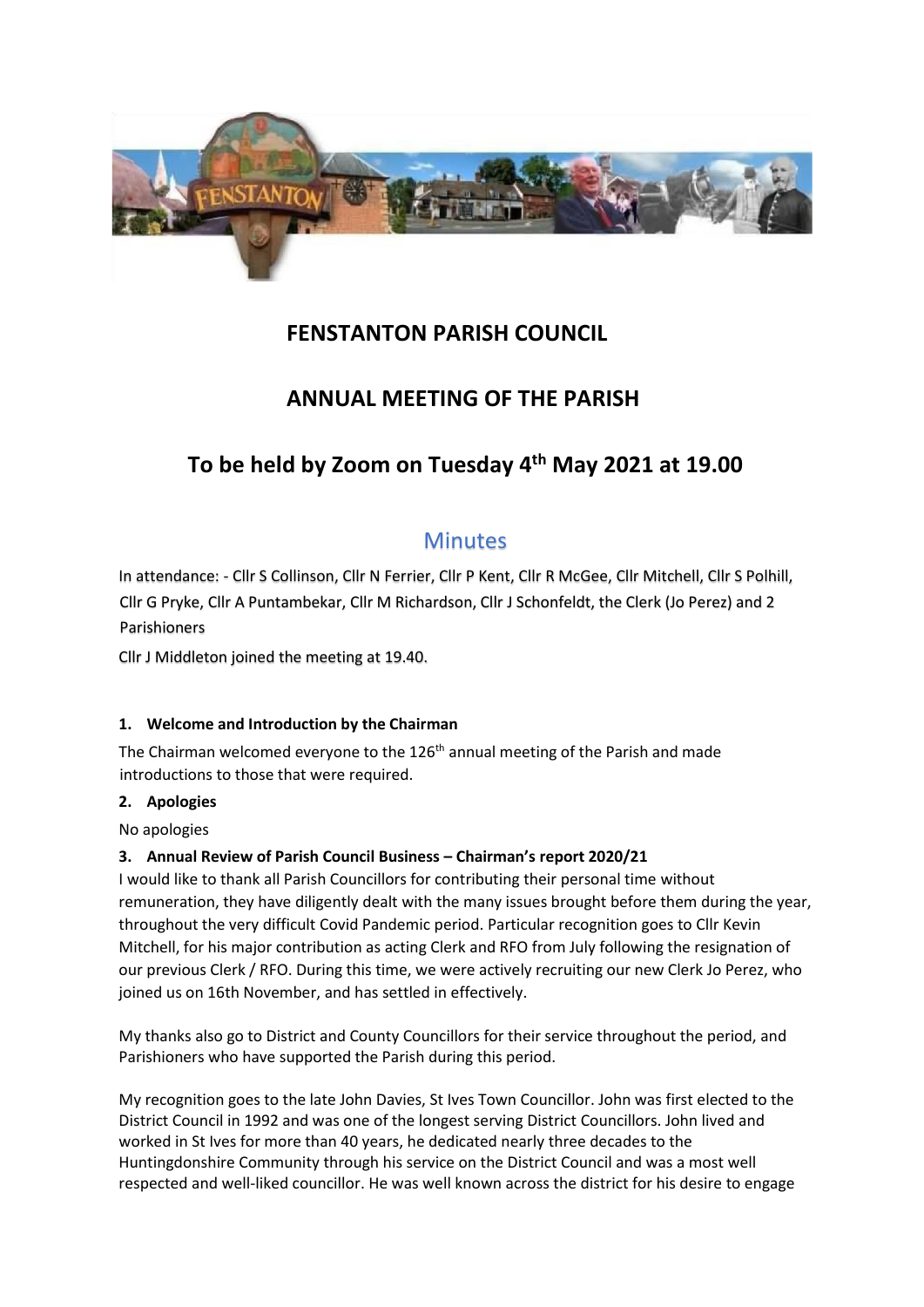# FENSTANTON PARISH COUNCIL

## ANNUAL MEETING OF THE PARISH

## To be held by Zoom on Tuesday 4th May 2021 at 19.00

## Minutes

In attendance: - Cllr S Collinson, Cllr N Ferrier, Cllr P Kent, Cllr R McGee, Cllr Mitchell, Cllr S Polhill, Cllr G Pryke, Cllr A Puntambekar, Cllr M Richardson, Cllr J Schonfeldt, the Clerk (Jo Perez) and 2 Parishioners

Cllr J Middleton joined the meeting at 19.40.

### 1. Welcome and Introduction by the Chairman

The Chairman welcomed everyone to the 126th annual meeting of the Parish and made introductions to those that were required.

### 2. Apologies

No apologies

### 3. Annual Review of Parish Council Business – Chairman's report 2020/21

I would like to thank all Parish Councillors for contributing their personal time without remuneration, they have diligently dealt with the many issues brought before them during the year, throughout the very difficult Covid Pandemic period. Particular recognition goes to Cllr Kevin Mitchell, for his major contribution as acting Clerk and RFO from July following the resignation of our previous Clerk / RFO. During this time, we were actively recruiting our new Clerk Jo Perez, who joined us on 16th November, and has settled in effectively.

My thanks also go to District and County Councillors for their service throughout the period, and Parishioners who have supported the Parish during this period.

My recognition goes to the late John Davies, St Ives Town Councillor. John was first elected to the District Council in 1992 and was one of the longest serving District Councillors. John lived and worked in St Ives for more than 40 years, he dedicated nearly three decades to the Huntingdonshire Community through his service on the District Council and was a most well respected and well-liked councillor. He was well known across the district for his desire to engage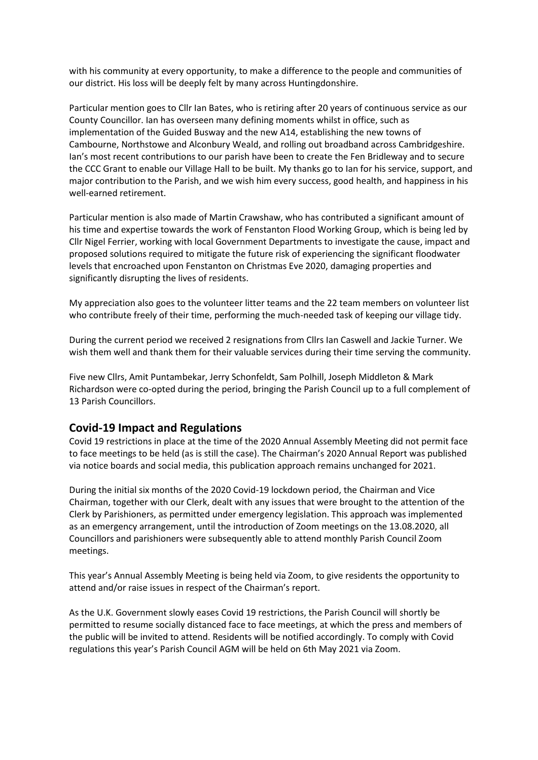with his community at every opportunity, to make a difference to the people and communities of our district. His loss will be deeply felt by many across Huntingdonshire.

Particular mention goes to Cllr Ian Bates, who is retiring after 20 years of continuous service as our County Councillor. Ian has overseen many defining moments whilst in office, such as implementation of the Guided Busway and the new A14, establishing the new towns of Cambourne, Northstowe and Alconbury Weald, and rolling out broadband across Cambridgeshire. Ian's most recent contributions to our parish have been to create the Fen Bridleway and to secure the CCC Grant to enable our Village Hall to be built. My thanks go to Ian for his service, support, and major contribution to the Parish, and we wish him every success, good health, and happiness in his well-earned retirement.

Particular mention is also made of Martin Crawshaw, who has contributed a significant amount of his time and expertise towards the work of Fenstanton Flood Working Group, which is being led by Cllr Nigel Ferrier, working with local Government Departments to investigate the cause, impact and proposed solutions required to mitigate the future risk of experiencing the significant floodwater levels that encroached upon Fenstanton on Christmas Eve 2020, damaging properties and significantly disrupting the lives of residents.

My appreciation also goes to the volunteer litter teams and the 22 team members on volunteer list who contribute freely of their time, performing the much-needed task of keeping our village tidy.

During the current period we received 2 resignations from Cllrs Ian Caswell and Jackie Turner. We wish them well and thank them for their valuable services during their time serving the community.

Five new Cllrs, Amit Puntambekar, Jerry Schonfeldt, Sam Polhill, Joseph Middleton & Mark Richardson were co-opted during the period, bringing the Parish Council up to a full complement of 13 Parish Councillors.

## Covid-19 Impact and Regulations

Covid 19 restrictions in place at the time of the 2020 Annual Assembly Meeting did not permit face to face meetings to be held (as is still the case). The Chairman's 2020 Annual Report was published via notice boards and social media, this publication approach remains unchanged for 2021.

During the initial six months of the 2020 Covid-19 lockdown period, the Chairman and Vice Chairman, together with our Clerk, dealt with any issues that were brought to the attention of the Clerk by Parishioners, as permitted under emergency legislation. This approach was implemented as an emergency arrangement, until the introduction of Zoom meetings on the 13.08.2020, all Councillors and parishioners were subsequently able to attend monthly Parish Council Zoom meetings.

This year's Annual Assembly Meeting is being held via Zoom, to give residents the opportunity to attend and/or raise issues in respect of the Chairman's report.

As the U.K. Government slowly eases Covid 19 restrictions, the Parish Council will shortly be permitted to resume socially distanced face to face meetings, at which the press and members of the public will be invited to attend. Residents will be notified accordingly. To comply with Covid regulations this year's Parish Council AGM will be held on 6th May 2021 via Zoom.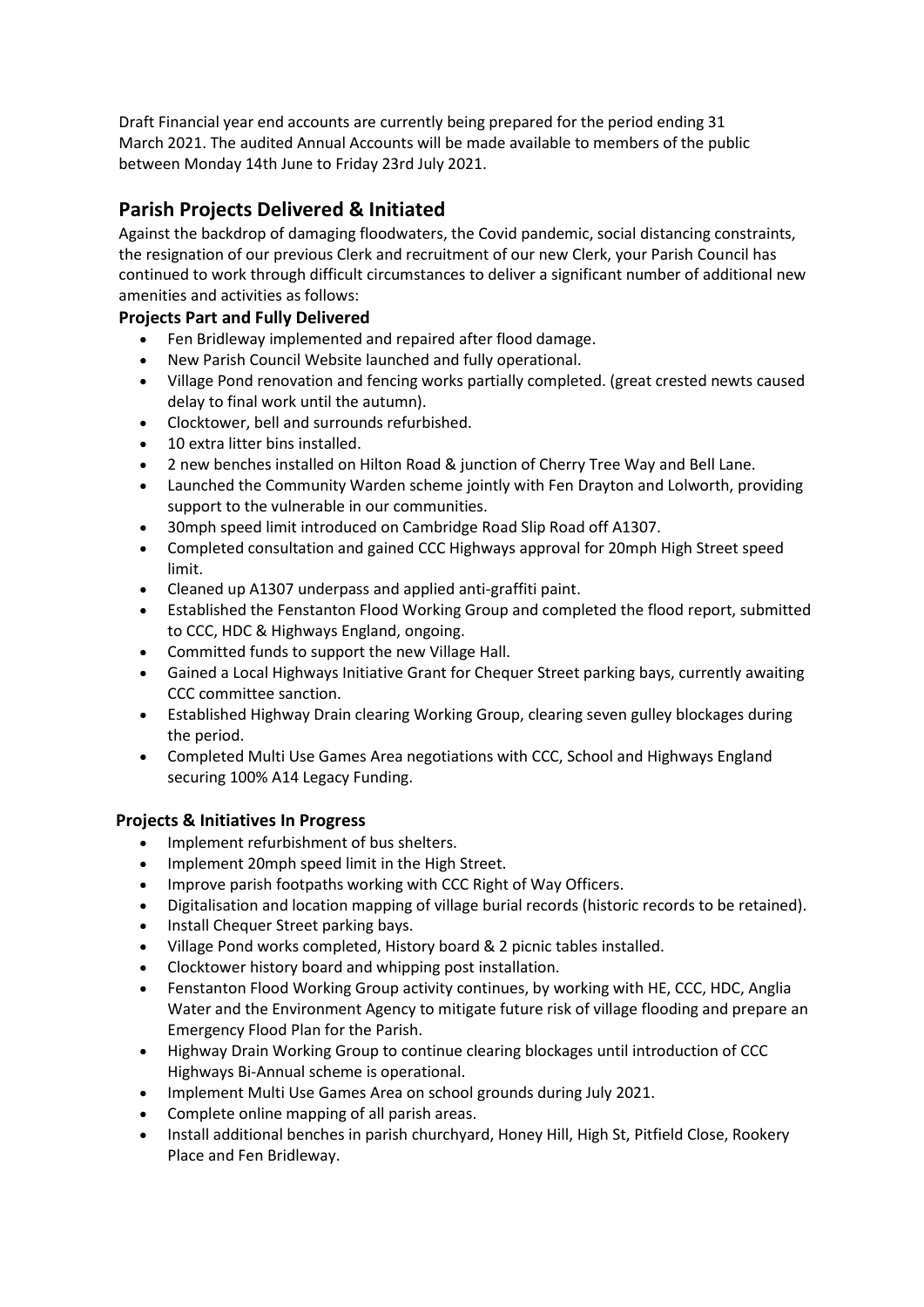Draft Financial year end accounts are currently being prepared for the period ending 31 March 2021. The audited Annual Accounts will be made available to members of the public between Monday 14th June to Friday 23rd July 2021.

## Parish Projects Delivered & Initiated

Against the backdrop of damaging floodwaters, the Covid pandemic, social distancing constraints, the resignation of our previous Clerk and recruitment of our new Clerk, your Parish Council has continued to work through difficult circumstances to deliver a significant number of additional new amenities and activities as follows:

### Projects Part and Fully Delivered

- Fen Bridleway implemented and repaired after flood damage.
- New Parish Council Website launched and fully operational.
- Village Pond renovation and fencing works partially completed. (great crested newts caused delay to final work until the autumn).
- Clocktower, bell and surrounds refurbished.
- 10 extra litter bins installed.
- 2 new benches installed on Hilton Road & junction of Cherry Tree Way and Bell Lane.
- Launched the Community Warden scheme jointly with Fen Drayton and Lolworth, providing support to the vulnerable in our communities.
- 30mph speed limit introduced on Cambridge Road Slip Road off A1307.
- Completed consultation and gained CCC Highways approval for 20mph High Street speed limit.
- Cleaned up A1307 underpass and applied anti-graffiti paint.
- Established the Fenstanton Flood Working Group and completed the flood report, submitted to CCC, HDC & Highways England, ongoing.
- Committed funds to support the new Village Hall.
- Gained a Local Highways Initiative Grant for Chequer Street parking bays, currently awaiting CCC committee sanction.
- Established Highway Drain clearing Working Group, clearing seven gulley blockages during the period.
- Completed Multi Use Games Area negotiations with CCC, School and Highways England securing 100% A14 Legacy Funding.

### Projects & Initiatives In Progress

- Implement refurbishment of bus shelters.
- Implement 20mph speed limit in the High Street.
- Improve parish footpaths working with CCC Right of Way Officers.
- Digitalisation and location mapping of village burial records (historic records to be retained).
- Install Chequer Street parking bays.
- Village Pond works completed, History board & 2 picnic tables installed.
- Clocktower history board and whipping post installation.
- Fenstanton Flood Working Group activity continues, by working with HE, CCC, HDC, Anglia Water and the Environment Agency to mitigate future risk of village flooding and prepare an Emergency Flood Plan for the Parish.
- Highway Drain Working Group to continue clearing blockages until introduction of CCC Highways Bi-Annual scheme is operational.
- Implement Multi Use Games Area on school grounds during July 2021.
- Complete online mapping of all parish areas.
- Install additional benches in parish churchyard, Honey Hill, High St, Pitfield Close, Rookery Place and Fen Bridleway.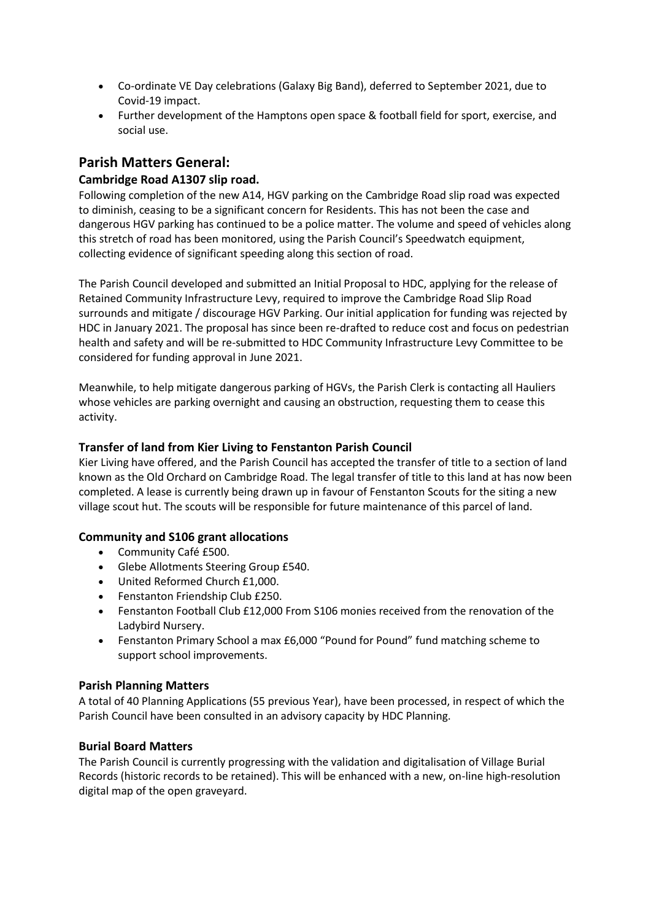- Co-ordinate VE Day celebrations (Galaxy Big Band), deferred to September 2021, due to Covid-19 impact.
- Further development of the Hamptons open space & football field for sport, exercise, and social use.

## Parish Matters General:

### Cambridge Road A1307 slip road.

Following completion of the new A14, HGV parking on the Cambridge Road slip road was expected to diminish, ceasing to be a significant concern for Residents. This has not been the case and dangerous HGV parking has continued to be a police matter. The volume and speed of vehicles along this stretch of road has been monitored, using the Parish Council's Speedwatch equipment, collecting evidence of significant speeding along this section of road.

The Parish Council developed and submitted an Initial Proposal to HDC, applying for the release of Retained Community Infrastructure Levy, required to improve the Cambridge Road Slip Road surrounds and mitigate / discourage HGV Parking. Our initial application for funding was rejected by HDC in January 2021. The proposal has since been re-drafted to reduce cost and focus on pedestrian health and safety and will be re-submitted to HDC Community Infrastructure Levy Committee to be considered for funding approval in June 2021.

Meanwhile, to help mitigate dangerous parking of HGVs, the Parish Clerk is contacting all Hauliers whose vehicles are parking overnight and causing an obstruction, requesting them to cease this activity.

### Transfer of land from Kier Living to Fenstanton Parish Council

Kier Living have offered, and the Parish Council has accepted the transfer of title to a section of land known as the Old Orchard on Cambridge Road. The legal transfer of title to this land at has now been completed. A lease is currently being drawn up in favour of Fenstanton Scouts for the siting a new village scout hut. The scouts will be responsible for future maintenance of this parcel of land.

### Community and S106 grant allocations

- Community Café £500.
- Glebe Allotments Steering Group £540.
- United Reformed Church £1,000.
- Fenstanton Friendship Club £250.
- Fenstanton Football Club £12,000 From S106 monies received from the renovation of the Ladybird Nursery.
- Fenstanton Primary School a max £6,000 "Pound for Pound" fund matching scheme to support school improvements.

### Parish Planning Matters

A total of 40 Planning Applications (55 previous Year), have been processed, in respect of which the Parish Council have been consulted in an advisory capacity by HDC Planning.

### Burial Board Matters

The Parish Council is currently progressing with the validation and digitalisation of Village Burial Records (historic records to be retained). This will be enhanced with a new, on-line high-resolution digital map of the open graveyard.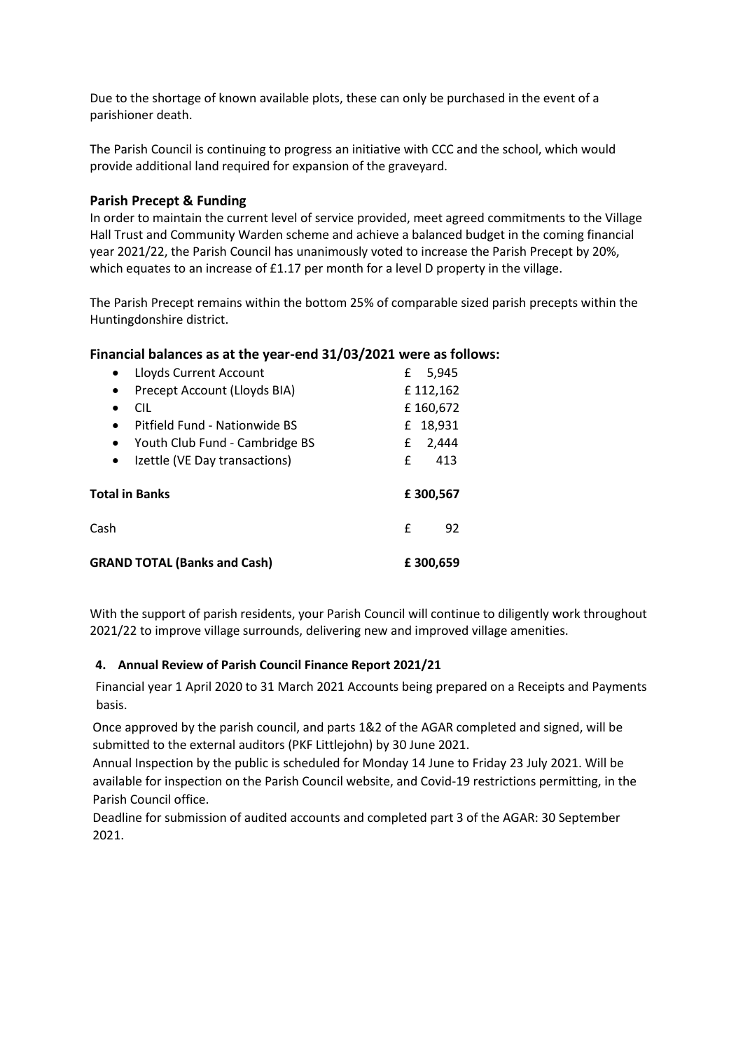Due to the shortage of known available plots, these can only be purchased in the event of a parishioner death.

The Parish Council is continuing to progress an initiative with CCC and the school, which would provide additional land required for expansion of the graveyard.

### Parish Precept & Funding

In order to maintain the current level of service provided, meet agreed commitments to the Village Hall Trust and Community Warden scheme and achieve a balanced budget in the coming financial year 2021/22, the Parish Council has unanimously voted to increase the Parish Precept by 20%, which equates to an increase of £1.17 per month for a level D property in the village.

The Parish Precept remains within the bottom 25% of comparable sized parish precepts within the Huntingdonshire district.

### Financial balances as at the year-end 31/03/2021 were as follows:

| | |
|---|---|
| • Lloyds Current Account | £ 5,945 |
| • Precept Account (Lloyds BIA) | £ 112,162 |
| • CIL | £ 160,672 |
| • Pitfield Fund - Nationwide BS | £ 18,931 |
| • Youth Club Fund - Cambridge BS | £ 2,444 |
| • Izettle (VE Day transactions) | £ 413 |
| **Total in Banks** | **£ 300,567** |
| Cash | £ 92 |
| **GRAND TOTAL (Banks and Cash)** | **£ 300,659** |

With the support of parish residents, your Parish Council will continue to diligently work throughout 2021/22 to improve village surrounds, delivering new and improved village amenities.

#### 4. Annual Review of Parish Council Finance Report 2021/21

Financial year 1 April 2020 to 31 March 2021 Accounts being prepared on a Receipts and Payments basis.

Once approved by the parish council, and parts 1&2 of the AGAR completed and signed, will be submitted to the external auditors (PKF Littlejohn) by 30 June 2021.

Annual Inspection by the public is scheduled for Monday 14 June to Friday 23 July 2021. Will be available for inspection on the Parish Council website, and Covid-19 restrictions permitting, in the Parish Council office.

Deadline for submission of audited accounts and completed part 3 of the AGAR: 30 September 2021.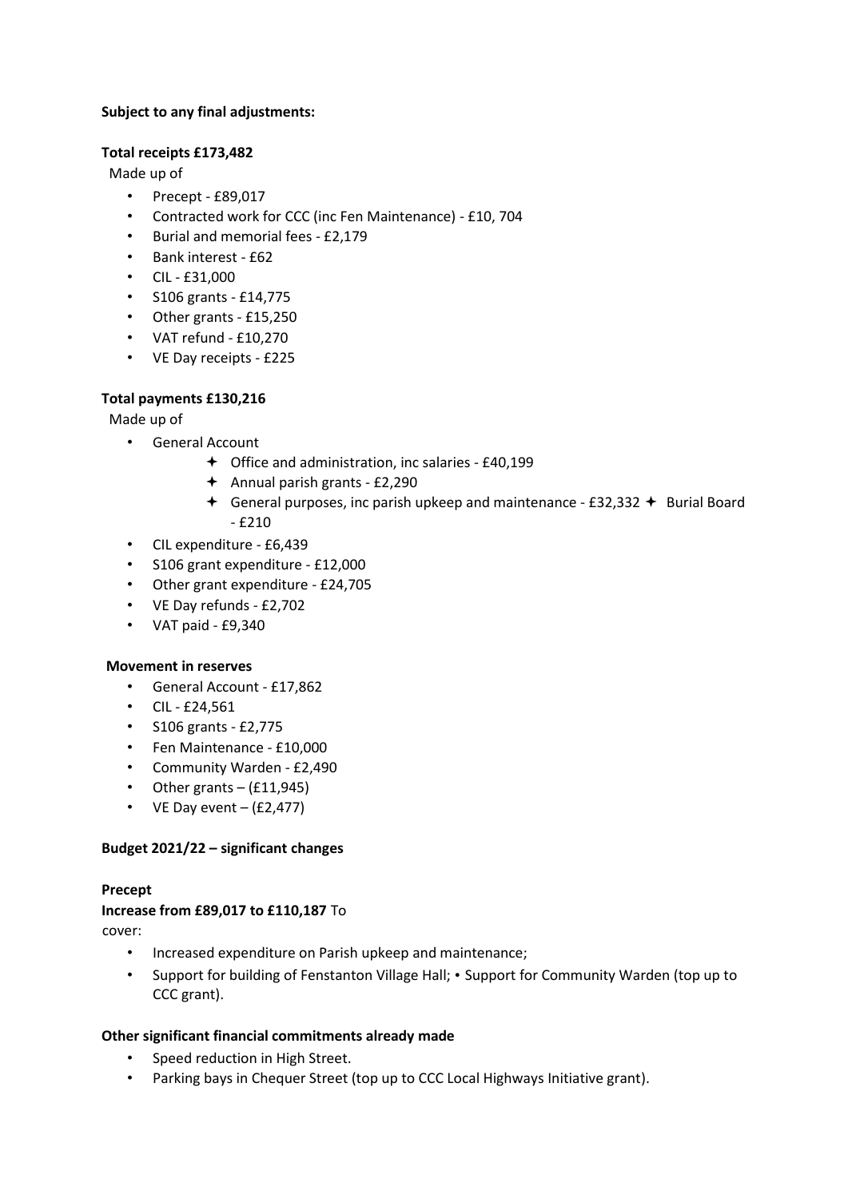**Subject to any final adjustments:**

**Total receipts £173,482**

Made up of

- Precept - £89,017
- Contracted work for CCC (inc Fen Maintenance) - £10, 704
- Burial and memorial fees - £2,179
- Bank interest - £62
- CIL - £31,000
- S106 grants - £14,775
- Other grants - £15,250
- VAT refund - £10,270
- VE Day receipts - £225

**Total payments £130,216**

Made up of

- General Account
    - ✦ Office and administration, inc salaries - £40,199
    - ✦ Annual parish grants - £2,290
    - ✦ General purposes, inc parish upkeep and maintenance - £32,332
    - ✦ Burial Board - £210
- CIL expenditure - £6,439
- S106 grant expenditure - £12,000
- Other grant expenditure - £24,705
- VE Day refunds - £2,702
- VAT paid - £9,340

**Movement in reserves**

- General Account - £17,862
- CIL - £24,561
- S106 grants - £2,775
- Fen Maintenance - £10,000
- Community Warden - £2,490
- Other grants – (£11,945)
- VE Day event – (£2,477)

**Budget 2021/22 – significant changes**

**Precept**

**Increase from £89,017 to £110,187** To cover:

- Increased expenditure on Parish upkeep and maintenance;
- Support for building of Fenstanton Village Hall;
- Support for Community Warden (top up to CCC grant).

**Other significant financial commitments already made**

- Speed reduction in High Street.
- Parking bays in Chequer Street (top up to CCC Local Highways Initiative grant).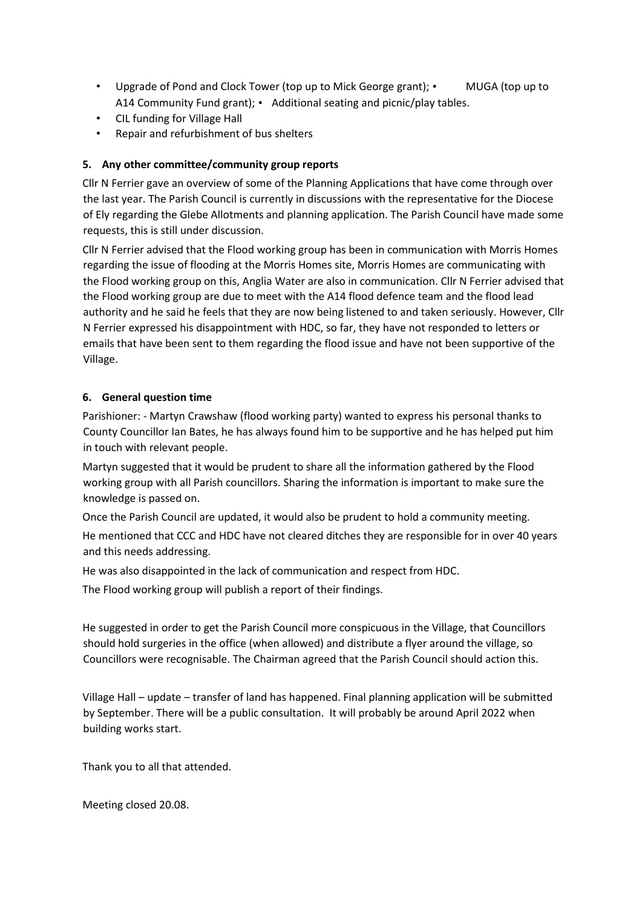- Upgrade of Pond and Clock Tower (top up to Mick George grant); • MUGA (top up to A14 Community Fund grant); • Additional seating and picnic/play tables.
- CIL funding for Village Hall
- Repair and refurbishment of bus shelters

**5. Any other committee/community group reports**

Cllr N Ferrier gave an overview of some of the Planning Applications that have come through over the last year. The Parish Council is currently in discussions with the representative for the Diocese of Ely regarding the Glebe Allotments and planning application. The Parish Council have made some requests, this is still under discussion.

Cllr N Ferrier advised that the Flood working group has been in communication with Morris Homes regarding the issue of flooding at the Morris Homes site, Morris Homes are communicating with the Flood working group on this, Anglia Water are also in communication. Cllr N Ferrier advised that the Flood working group are due to meet with the A14 flood defence team and the flood lead authority and he said he feels that they are now being listened to and taken seriously. However, Cllr N Ferrier expressed his disappointment with HDC, so far, they have not responded to letters or emails that have been sent to them regarding the flood issue and have not been supportive of the Village.

**6. General question time**

Parishioner: - Martyn Crawshaw (flood working party) wanted to express his personal thanks to County Councillor Ian Bates, he has always found him to be supportive and he has helped put him in touch with relevant people.

Martyn suggested that it would be prudent to share all the information gathered by the Flood working group with all Parish councillors. Sharing the information is important to make sure the knowledge is passed on.

Once the Parish Council are updated, it would also be prudent to hold a community meeting.

He mentioned that CCC and HDC have not cleared ditches they are responsible for in over 40 years and this needs addressing.

He was also disappointed in the lack of communication and respect from HDC.

The Flood working group will publish a report of their findings.

He suggested in order to get the Parish Council more conspicuous in the Village, that Councillors should hold surgeries in the office (when allowed) and distribute a flyer around the village, so Councillors were recognisable. The Chairman agreed that the Parish Council should action this.

Village Hall – update – transfer of land has happened. Final planning application will be submitted by September. There will be a public consultation. It will probably be around April 2022 when building works start.

Thank you to all that attended.

Meeting closed 20.08.